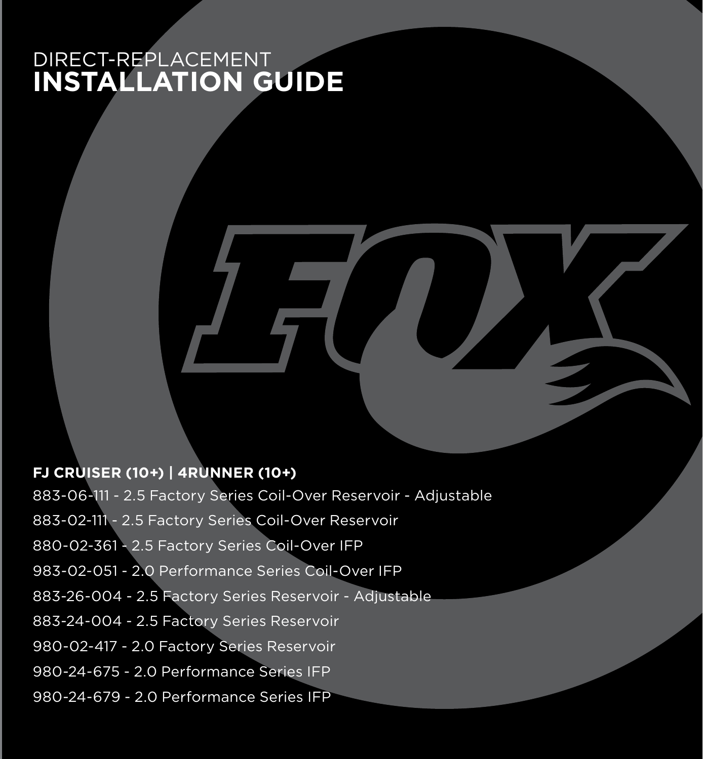DIRECT-REPLACEMENT
# INSTALLATION GUIDE

**FJ CRUISER (10+) | 4RUNNER (10+)**

883-06-111 - 2.5 Factory Series Coil-Over Reservoir - Adjustable

883-02-111 - 2.5 Factory Series Coil-Over Reservoir

880-02-361 - 2.5 Factory Series Coil-Over IFP

983-02-051 - 2.0 Performance Series Coil-Over IFP

883-26-004 - 2.5 Factory Series Reservoir - Adjustable

883-24-004 - 2.5 Factory Series Reservoir

980-02-417 - 2.0 Factory Series Reservoir

980-24-675 - 2.0 Performance Series IFP

980-24-679 - 2.0 Performance Series IFP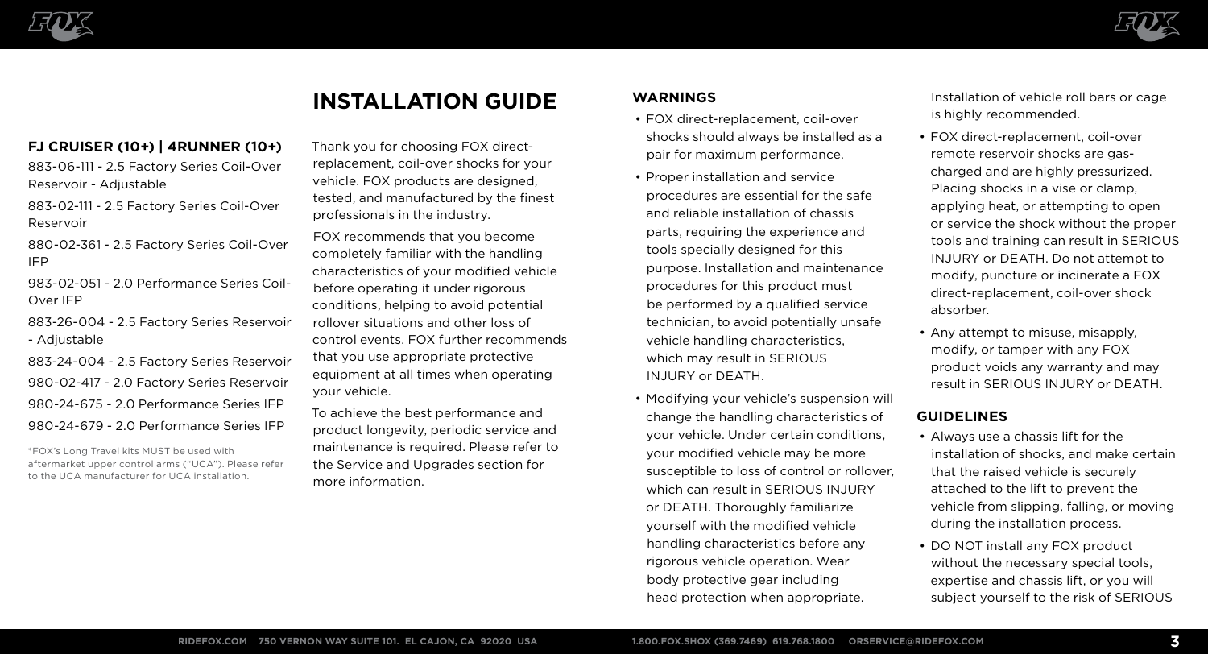# INSTALLATION GUIDE

### FJ CRUISER (10+) | 4RUNNER (10+)

883-06-111 - 2.5 Factory Series Coil-Over Reservoir - Adjustable

883-02-111 - 2.5 Factory Series Coil-Over Reservoir

880-02-361 - 2.5 Factory Series Coil-Over IFP

983-02-051 - 2.0 Performance Series Coil-Over IFP

883-26-004 - 2.5 Factory Series Reservoir - Adjustable

883-24-004 - 2.5 Factory Series Reservoir

980-02-417 - 2.0 Factory Series Reservoir

980-24-675 - 2.0 Performance Series IFP

980-24-679 - 2.0 Performance Series IFP

*FOX's Long Travel kits MUST be used with aftermarket upper control arms ("UCA"). Please refer to the UCA manufacturer for UCA installation.

Thank you for choosing FOX direct-replacement, coil-over shocks for your vehicle. FOX products are designed, tested, and manufactured by the finest professionals in the industry.

FOX recommends that you become completely familiar with the handling characteristics of your modified vehicle before operating it under rigorous conditions, helping to avoid potential rollover situations and other loss of control events. FOX further recommends that you use appropriate protective equipment at all times when operating your vehicle.

To achieve the best performance and product longevity, periodic service and maintenance is required. Please refer to the Service and Upgrades section for more information.

### WARNINGS

- FOX direct-replacement, coil-over shocks should always be installed as a pair for maximum performance.
- Proper installation and service procedures are essential for the safe and reliable installation of chassis parts, requiring the experience and tools specially designed for this purpose. Installation and maintenance procedures for this product must be performed by a qualified service technician, to avoid potentially unsafe vehicle handling characteristics, which may result in SERIOUS INJURY or DEATH.
- Modifying your vehicle's suspension will change the handling characteristics of your vehicle. Under certain conditions, your modified vehicle may be more susceptible to loss of control or rollover, which can result in SERIOUS INJURY or DEATH. Thoroughly familiarize yourself with the modified vehicle handling characteristics before any rigorous vehicle operation. Wear body protective gear including head protection when appropriate. Installation of vehicle roll bars or cage is highly recommended.
- FOX direct-replacement, coil-over remote reservoir shocks are gas-charged and are highly pressurized. Placing shocks in a vise or clamp, applying heat, or attempting to open or service the shock without the proper tools and training can result in SERIOUS INJURY or DEATH. Do not attempt to modify, puncture or incinerate a FOX direct-replacement, coil-over shock absorber.
- Any attempt to misuse, misapply, modify, or tamper with any FOX product voids any warranty and may result in SERIOUS INJURY or DEATH.

### GUIDELINES

- Always use a chassis lift for the installation of shocks, and make certain that the raised vehicle is securely attached to the lift to prevent the vehicle from slipping, falling, or moving during the installation process.
- DO NOT install any FOX product without the necessary special tools, expertise and chassis lift, or you will subject yourself to the risk of SERIOUS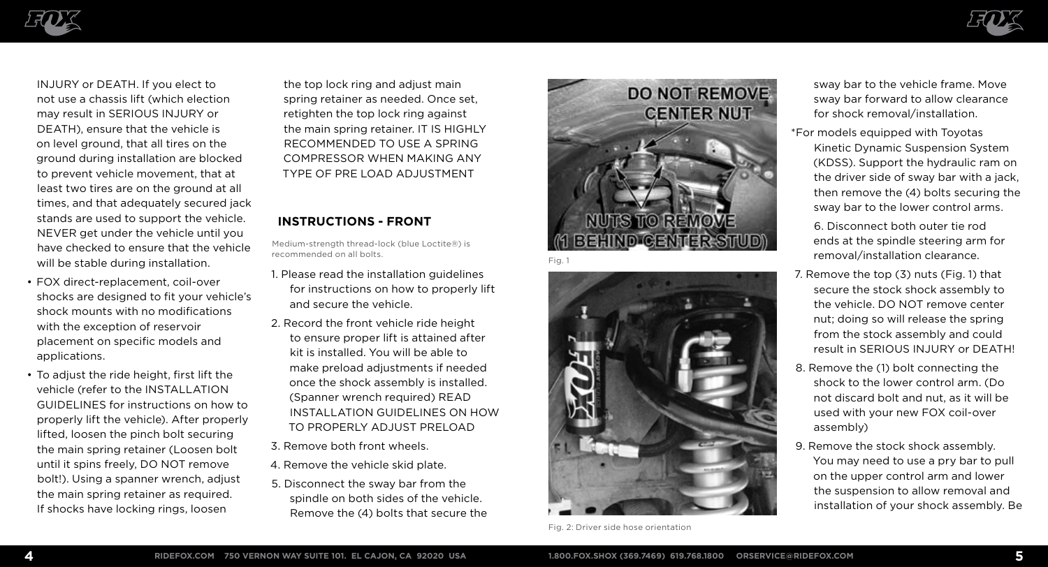INJURY or DEATH. If you elect to not use a chassis lift (which election may result in SERIOUS INJURY or DEATH), ensure that the vehicle is on level ground, that all tires on the ground during installation are blocked to prevent vehicle movement, that at least two tires are on the ground at all times, and that adequately secured jack stands are used to support the vehicle. NEVER get under the vehicle until you have checked to ensure that the vehicle will be stable during installation.

- FOX direct-replacement, coil-over shocks are designed to fit your vehicle's shock mounts with no modifications with the exception of reservoir placement on specific models and applications.
- To adjust the ride height, first lift the vehicle (refer to the INSTALLATION GUIDELINES for instructions on how to properly lift the vehicle). After properly lifted, loosen the pinch bolt securing the main spring retainer (Loosen bolt until it spins freely, DO NOT remove bolt!). Using a spanner wrench, adjust the main spring retainer as required. If shocks have locking rings, loosen the top lock ring and adjust main spring retainer as needed. Once set, retighten the top lock ring against the main spring retainer. IT IS HIGHLY RECOMMENDED TO USE A SPRING COMPRESSOR WHEN MAKING ANY TYPE OF PRE LOAD ADJUSTMENT

## INSTRUCTIONS - FRONT

Medium-strength thread-lock (blue Loctite®) is recommended on all bolts.

1. Please read the installation guidelines for instructions on how to properly lift and secure the vehicle.
2. Record the front vehicle ride height to ensure proper lift is attained after kit is installed. You will be able to make preload adjustments if needed once the shock assembly is installed. (Spanner wrench required) READ INSTALLATION GUIDELINES ON HOW TO PROPERLY ADJUST PRELOAD
3. Remove both front wheels.
4. Remove the vehicle skid plate.
5. Disconnect the sway bar from the spindle on both sides of the vehicle. Remove the (4) bolts that secure the sway bar to the vehicle frame. Move sway bar forward to allow clearance for shock removal/installation.

*For models equipped with Toyotas Kinetic Dynamic Suspension System (KDSS). Support the hydraulic ram on the driver side of sway bar with a jack, then remove the (4) bolts securing the sway bar to the lower control arms.

6. Disconnect both outer tie rod ends at the spindle steering arm for removal/installation clearance.
7. Remove the top (3) nuts (Fig. 1) that secure the stock shock assembly to the vehicle. DO NOT remove center nut; doing so will release the spring from the stock assembly and could result in SERIOUS INJURY or DEATH!
8. Remove the (1) bolt connecting the shock to the lower control arm. (Do not discard bolt and nut, as it will be used with your new FOX coil-over assembly)
9. Remove the stock shock assembly. You may need to use a pry bar to pull on the upper control arm and lower the suspension to allow removal and installation of your shock assembly. Be

DO NOT REMOVE CENTER NUT

NUTS TO REMOVE (1 BEHIND CENTER STUD)

Fig. 1

Fig. 2: Driver side hose orientation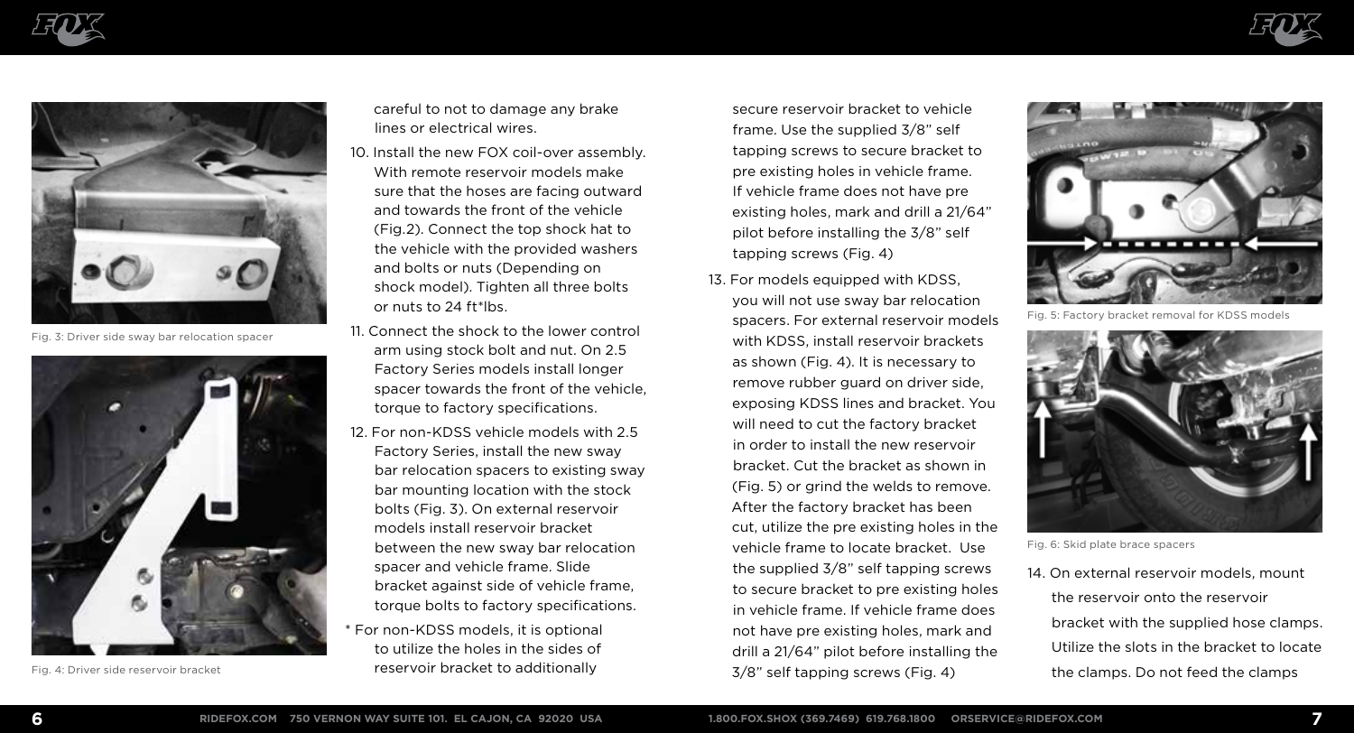Fig. 3: Driver side sway bar relocation spacer

Fig. 4: Driver side reservoir bracket

careful to not to damage any brake lines or electrical wires.

10. Install the new FOX coil-over assembly. With remote reservoir models make sure that the hoses are facing outward and towards the front of the vehicle (Fig.2). Connect the top shock hat to the vehicle with the provided washers and bolts or nuts (Depending on shock model). Tighten all three bolts or nuts to 24 ft*lbs.
11. Connect the shock to the lower control arm using stock bolt and nut. On 2.5 Factory Series models install longer spacer towards the front of the vehicle, torque to factory specifications.
12. For non-KDSS vehicle models with 2.5 Factory Series, install the new sway bar relocation spacers to existing sway bar mounting location with the stock bolts (Fig. 3). On external reservoir models install reservoir bracket between the new sway bar relocation spacer and vehicle frame. Slide bracket against side of vehicle frame, torque bolts to factory specifications.

* For non-KDSS models, it is optional to utilize the holes in the sides of reservoir bracket to additionally secure reservoir bracket to vehicle frame. Use the supplied 3/8" self tapping screws to secure bracket to pre existing holes in vehicle frame. If vehicle frame does not have pre existing holes, mark and drill a 21/64" pilot before installing the 3/8" self tapping screws (Fig. 4)

13. For models equipped with KDSS, you will not use sway bar relocation spacers. For external reservoir models with KDSS, install reservoir brackets as shown (Fig. 4). It is necessary to remove rubber guard on driver side, exposing KDSS lines and bracket. You will need to cut the factory bracket in order to install the new reservoir bracket. Cut the bracket as shown in (Fig. 5) or grind the welds to remove. After the factory bracket has been cut, utilize the pre existing holes in the vehicle frame to locate bracket. Use the supplied 3/8" self tapping screws to secure bracket to pre existing holes in vehicle frame. If vehicle frame does not have pre existing holes, mark and drill a 21/64" pilot before installing the 3/8" self tapping screws (Fig. 4)

Fig. 5: Factory bracket removal for KDSS models

Fig. 6: Skid plate brace spacers

14. On external reservoir models, mount the reservoir onto the reservoir bracket with the supplied hose clamps. Utilize the slots in the bracket to locate the clamps. Do not feed the clamps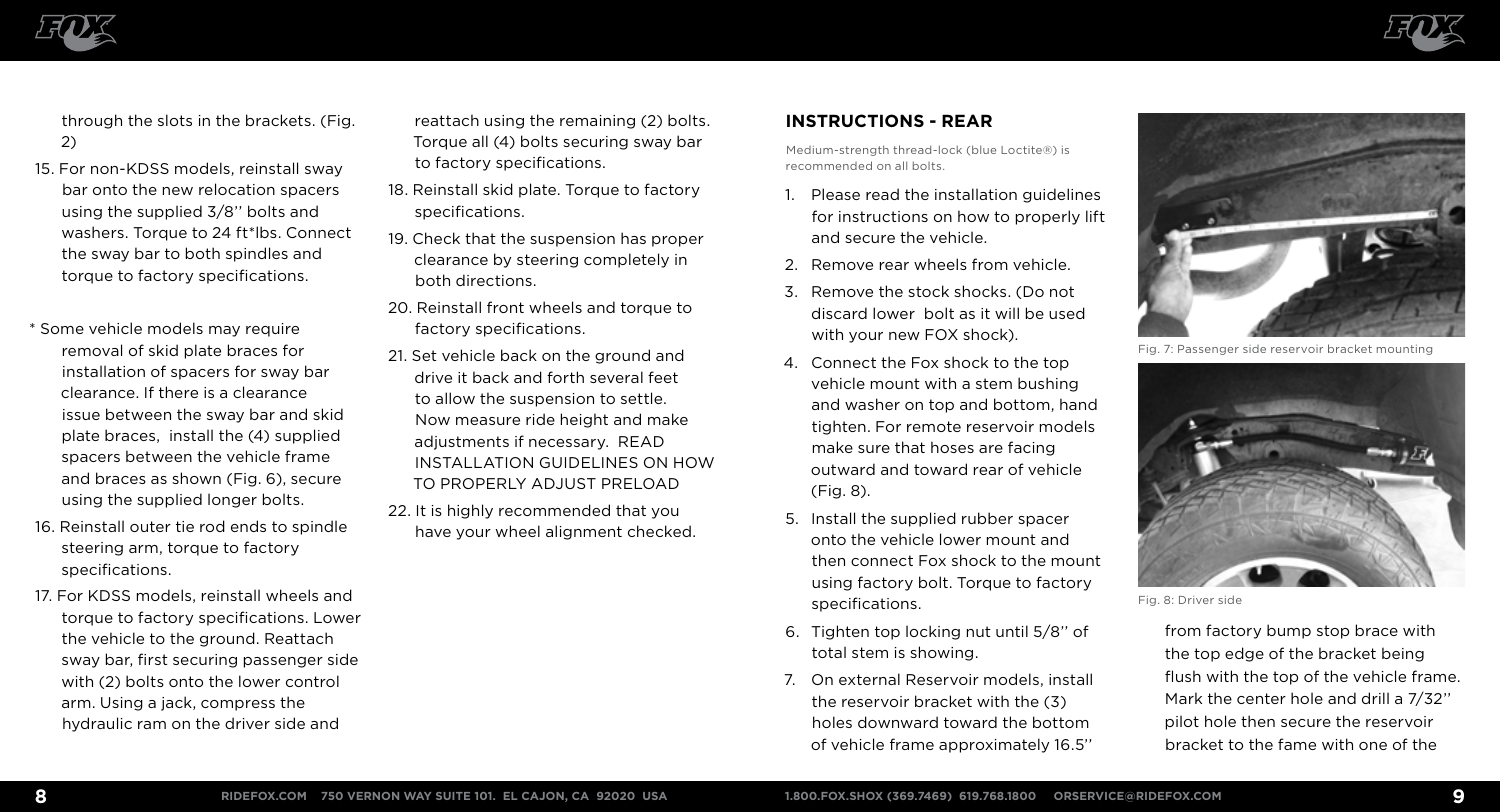through the slots in the brackets. (Fig. 2)

15. For non-KDSS models, reinstall sway bar onto the new relocation spacers using the supplied 3/8'' bolts and washers. Torque to 24 ft*lbs. Connect the sway bar to both spindles and torque to factory specifications.

\* Some vehicle models may require removal of skid plate braces for installation of spacers for sway bar clearance. If there is a clearance issue between the sway bar and skid plate braces, install the (4) supplied spacers between the vehicle frame and braces as shown (Fig. 6), secure using the supplied longer bolts.

16. Reinstall outer tie rod ends to spindle steering arm, torque to factory specifications.
17. For KDSS models, reinstall wheels and torque to factory specifications. Lower the vehicle to the ground. Reattach sway bar, first securing passenger side with (2) bolts onto the lower control arm. Using a jack, compress the hydraulic ram on the driver side and reattach using the remaining (2) bolts. Torque all (4) bolts securing sway bar to factory specifications.
18. Reinstall skid plate. Torque to factory specifications.
19. Check that the suspension has proper clearance by steering completely in both directions.
20. Reinstall front wheels and torque to factory specifications.
21. Set vehicle back on the ground and drive it back and forth several feet to allow the suspension to settle. Now measure ride height and make adjustments if necessary. READ INSTALLATION GUIDELINES ON HOW TO PROPERLY ADJUST PRELOAD
22. It is highly recommended that you have your wheel alignment checked.

## INSTRUCTIONS - REAR

Medium-strength thread-lock (blue Loctite®) is recommended on all bolts.

1. Please read the installation guidelines for instructions on how to properly lift and secure the vehicle.
2. Remove rear wheels from vehicle.
3. Remove the stock shocks. (Do not discard lower bolt as it will be used with your new FOX shock).
4. Connect the Fox shock to the top vehicle mount with a stem bushing and washer on top and bottom, hand tighten. For remote reservoir models make sure that hoses are facing outward and toward rear of vehicle (Fig. 8).
5. Install the supplied rubber spacer onto the vehicle lower mount and then connect Fox shock to the mount using factory bolt. Torque to factory specifications.
6. Tighten top locking nut until 5/8'' of total stem is showing.
7. On external Reservoir models, install the reservoir bracket with the (3) holes downward toward the bottom of vehicle frame approximately 16.5'' from factory bump stop brace with the top edge of the bracket being flush with the top of the vehicle frame. Mark the center hole and drill a 7/32'' pilot hole then secure the reservoir bracket to the fame with one of the

Fig. 7: Passenger side reservoir bracket mounting

Fig. 8: Driver side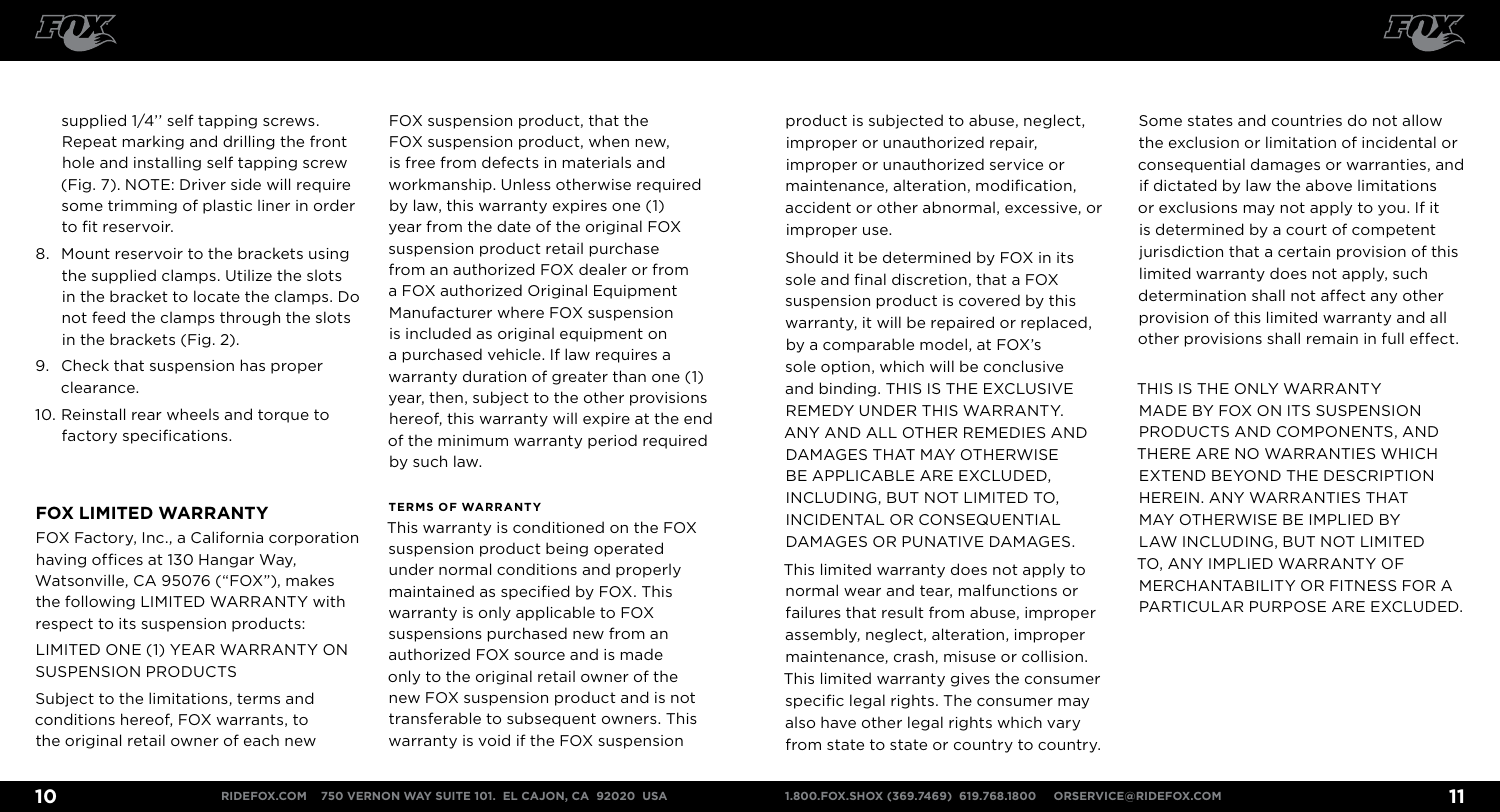supplied 1/4'' self tapping screws. Repeat marking and drilling the front hole and installing self tapping screw (Fig. 7). NOTE: Driver side will require some trimming of plastic liner in order to fit reservoir.

8. Mount reservoir to the brackets using the supplied clamps. Utilize the slots in the bracket to locate the clamps. Do not feed the clamps through the slots in the brackets (Fig. 2).
9. Check that suspension has proper clearance.
10. Reinstall rear wheels and torque to factory specifications.

## FOX LIMITED WARRANTY

FOX Factory, Inc., a California corporation having offices at 130 Hangar Way, Watsonville, CA 95076 ("FOX"), makes the following LIMITED WARRANTY with respect to its suspension products:

LIMITED ONE (1) YEAR WARRANTY ON SUSPENSION PRODUCTS

Subject to the limitations, terms and conditions hereof, FOX warrants, to the original retail owner of each new FOX suspension product, that the FOX suspension product, when new, is free from defects in materials and workmanship. Unless otherwise required by law, this warranty expires one (1) year from the date of the original FOX suspension product retail purchase from an authorized FOX dealer or from a FOX authorized Original Equipment Manufacturer where FOX suspension is included as original equipment on a purchased vehicle. If law requires a warranty duration of greater than one (1) year, then, subject to the other provisions hereof, this warranty will expire at the end of the minimum warranty period required by such law.

### TERMS OF WARRANTY

This warranty is conditioned on the FOX suspension product being operated under normal conditions and properly maintained as specified by FOX. This warranty is only applicable to FOX suspensions purchased new from an authorized FOX source and is made only to the original retail owner of the new FOX suspension product and is not transferable to subsequent owners. This warranty is void if the FOX suspension product is subjected to abuse, neglect, improper or unauthorized repair, improper or unauthorized service or maintenance, alteration, modification, accident or other abnormal, excessive, or improper use.

Should it be determined by FOX in its sole and final discretion, that a FOX suspension product is covered by this warranty, it will be repaired or replaced, by a comparable model, at FOX's sole option, which will be conclusive and binding. THIS IS THE EXCLUSIVE REMEDY UNDER THIS WARRANTY. ANY AND ALL OTHER REMEDIES AND DAMAGES THAT MAY OTHERWISE BE APPLICABLE ARE EXCLUDED, INCLUDING, BUT NOT LIMITED TO, INCIDENTAL OR CONSEQUENTIAL DAMAGES OR PUNATIVE DAMAGES.

This limited warranty does not apply to normal wear and tear, malfunctions or failures that result from abuse, improper assembly, neglect, alteration, improper maintenance, crash, misuse or collision. This limited warranty gives the consumer specific legal rights. The consumer may also have other legal rights which vary from state to state or country to country.

Some states and countries do not allow the exclusion or limitation of incidental or consequential damages or warranties, and if dictated by law the above limitations or exclusions may not apply to you. If it is determined by a court of competent jurisdiction that a certain provision of this limited warranty does not apply, such determination shall not affect any other provision of this limited warranty and all other provisions shall remain in full effect.

THIS IS THE ONLY WARRANTY MADE BY FOX ON ITS SUSPENSION PRODUCTS AND COMPONENTS, AND THERE ARE NO WARRANTIES WHICH EXTEND BEYOND THE DESCRIPTION HEREIN. ANY WARRANTIES THAT MAY OTHERWISE BE IMPLIED BY LAW INCLUDING, BUT NOT LIMITED TO, ANY IMPLIED WARRANTY OF MERCHANTABILITY OR FITNESS FOR A PARTICULAR PURPOSE ARE EXCLUDED.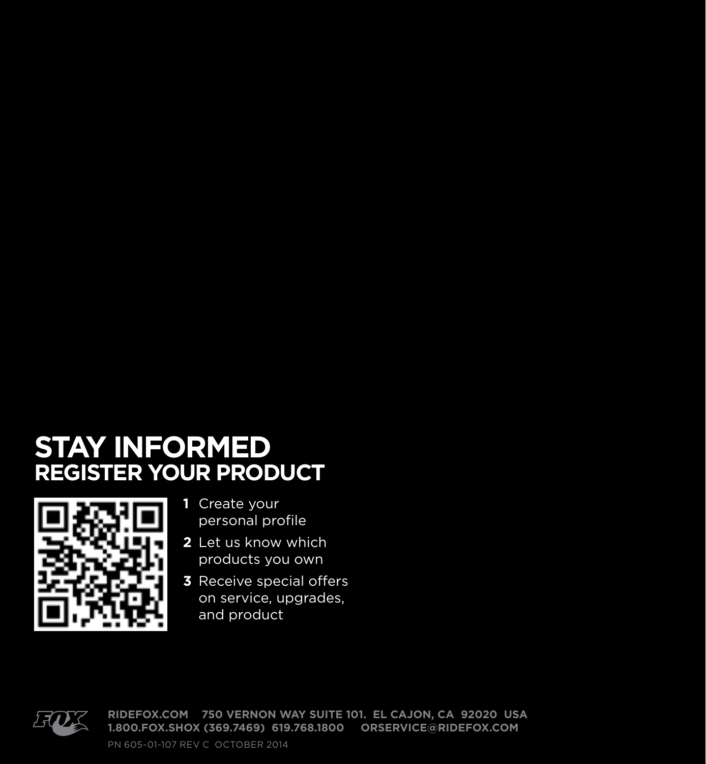# STAY INFORMED

## REGISTER YOUR PRODUCT

1. Create your personal profile
2. Let us know which products you own
3. Receive special offers on service, upgrades, and product

**RIDEFOX.COM   750 VERNON WAY SUITE 101. EL CAJON, CA 92020 USA**
**1.800.FOX.SHOX (369.7469) 619.768.1800   ORSERVICE@RIDEFOX.COM**

PN 605-01-107 REV C OCTOBER 2014